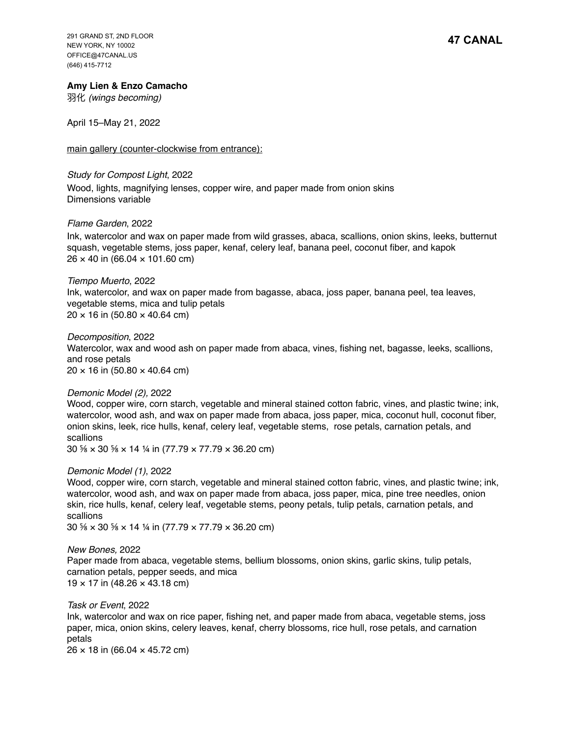291 GRAND ST, 2ND FLOOR
NEW YORK, NY 10002
OFFICE@47CANAL.US
(646) 415-7712

**47 CANAL**

**Amy Lien & Enzo Camacho**
羽化 *(wings becoming)*

April 15–May 21, 2022

main gallery (counter-clockwise from entrance):

*Study for Compost Light*, 2022
Wood, lights, magnifying lenses, copper wire, and paper made from onion skins
Dimensions variable

*Flame Garden*, 2022
Ink, watercolor and wax on paper made from wild grasses, abaca, scallions, onion skins, leeks, butternut squash, vegetable stems, joss paper, kenaf, celery leaf, banana peel, coconut fiber, and kapok
26 × 40 in (66.04 × 101.60 cm)

*Tiempo Muerto*, 2022
Ink, watercolor, and wax on paper made from bagasse, abaca, joss paper, banana peel, tea leaves, vegetable stems, mica and tulip petals
20 × 16 in (50.80 × 40.64 cm)

*Decomposition*, 2022
Watercolor, wax and wood ash on paper made from abaca, vines, fishing net, bagasse, leeks, scallions, and rose petals
20 × 16 in (50.80 × 40.64 cm)

*Demonic Model (2),* 2022
Wood, copper wire, corn starch, vegetable and mineral stained cotton fabric, vines, and plastic twine; ink, watercolor, wood ash, and wax on paper made from abaca, joss paper, mica, coconut hull, coconut fiber, onion skins, leek, rice hulls, kenaf, celery leaf, vegetable stems, rose petals, carnation petals, and scallions
30 ⅝ × 30 ⅝ × 14 ¼ in (77.79 × 77.79 × 36.20 cm)

*Demonic Model (1)*, 2022
Wood, copper wire, corn starch, vegetable and mineral stained cotton fabric, vines, and plastic twine; ink, watercolor, wood ash, and wax on paper made from abaca, joss paper, mica, pine tree needles, onion skin, rice hulls, kenaf, celery leaf, vegetable stems, peony petals, tulip petals, carnation petals, and scallions
30 ⅝ × 30 ⅝ × 14 ¼ in (77.79 × 77.79 × 36.20 cm)

*New Bones,* 2022
Paper made from abaca, vegetable stems, bellium blossoms, onion skins, garlic skins, tulip petals, carnation petals, pepper seeds, and mica
19 × 17 in (48.26 × 43.18 cm)

*Task or Event*, 2022
Ink, watercolor and wax on rice paper, fishing net, and paper made from abaca, vegetable stems, joss paper, mica, onion skins, celery leaves, kenaf, cherry blossoms, rice hull, rose petals, and carnation petals
26 × 18 in (66.04 × 45.72 cm)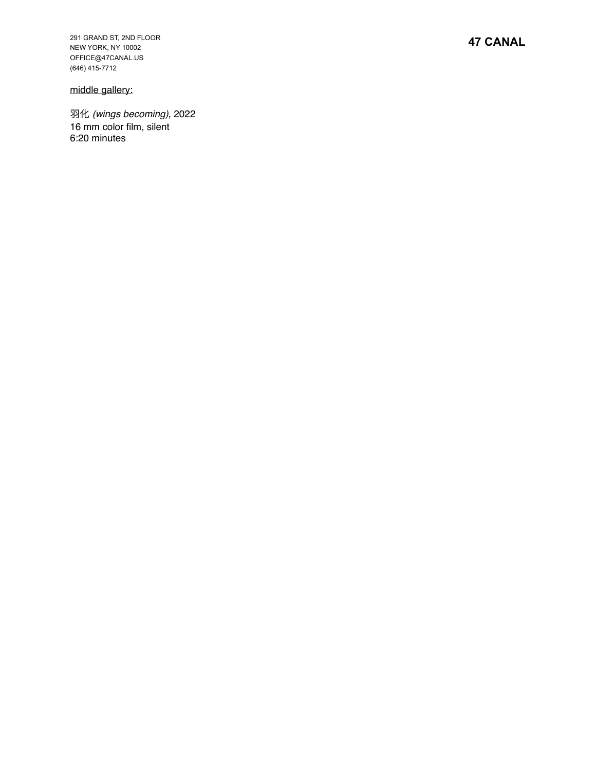291 GRAND ST, 2ND FLOOR
NEW YORK, NY 10002
OFFICE@47CANAL.US
(646) 415-7712

**47 CANAL**

middle gallery:

羽化 *(wings becoming)*, 2022
16 mm color film, silent
6:20 minutes